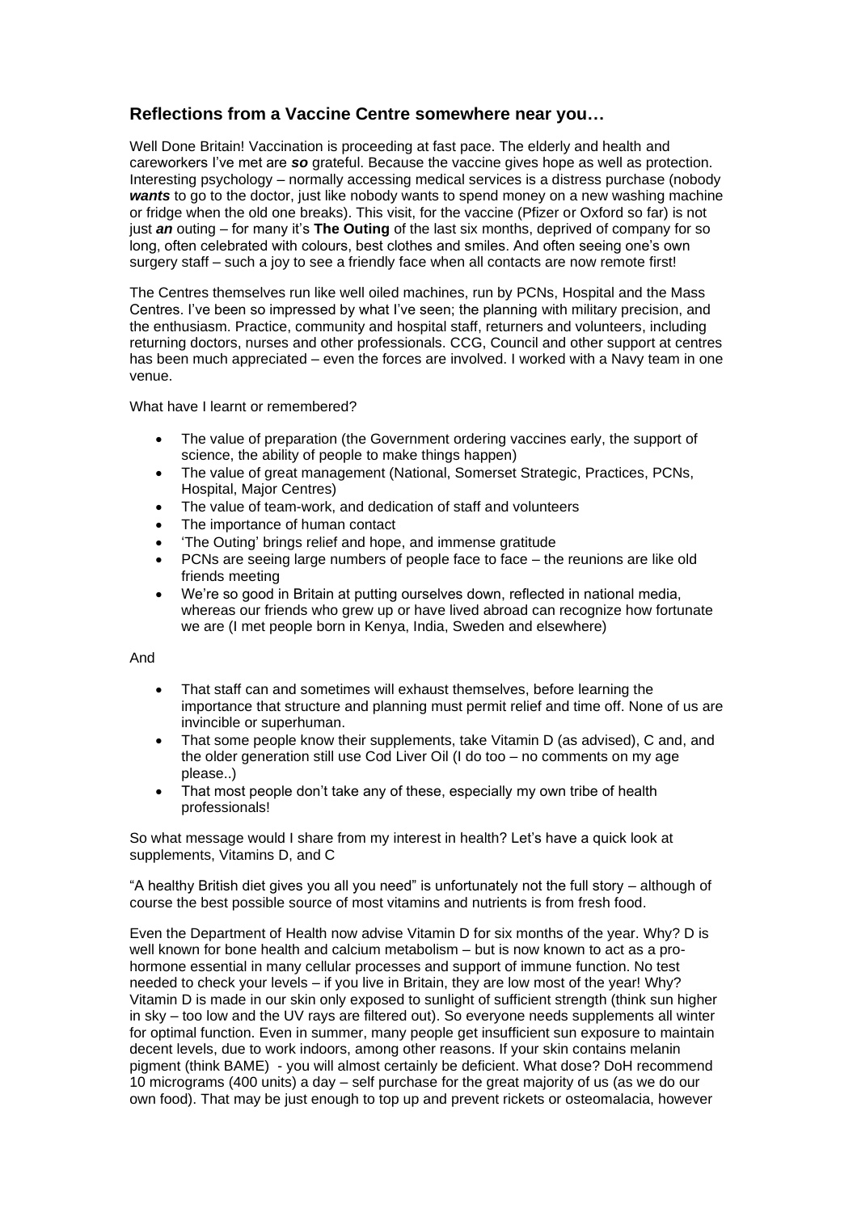## Reflections from a Vaccine Centre somewhere near you…

Well Done Britain! Vaccination is proceeding at fast pace. The elderly and health and careworkers I've met are ***so*** grateful. Because the vaccine gives hope as well as protection. Interesting psychology – normally accessing medical services is a distress purchase (nobody ***wants*** to go to the doctor, just like nobody wants to spend money on a new washing machine or fridge when the old one breaks). This visit, for the vaccine (Pfizer or Oxford so far) is not just ***an*** outing – for many it's **The Outing** of the last six months, deprived of company for so long, often celebrated with colours, best clothes and smiles. And often seeing one's own surgery staff – such a joy to see a friendly face when all contacts are now remote first!

The Centres themselves run like well oiled machines, run by PCNs, Hospital and the Mass Centres. I've been so impressed by what I've seen; the planning with military precision, and the enthusiasm. Practice, community and hospital staff, returners and volunteers, including returning doctors, nurses and other professionals. CCG, Council and other support at centres has been much appreciated – even the forces are involved. I worked with a Navy team in one venue.

What have I learnt or remembered?

- The value of preparation (the Government ordering vaccines early, the support of science, the ability of people to make things happen)
- The value of great management (National, Somerset Strategic, Practices, PCNs, Hospital, Major Centres)
- The value of team-work, and dedication of staff and volunteers
- The importance of human contact
- 'The Outing' brings relief and hope, and immense gratitude
- PCNs are seeing large numbers of people face to face – the reunions are like old friends meeting
- We're so good in Britain at putting ourselves down, reflected in national media, whereas our friends who grew up or have lived abroad can recognize how fortunate we are (I met people born in Kenya, India, Sweden and elsewhere)

And

- That staff can and sometimes will exhaust themselves, before learning the importance that structure and planning must permit relief and time off. None of us are invincible or superhuman.
- That some people know their supplements, take Vitamin D (as advised), C and, and the older generation still use Cod Liver Oil (I do too – no comments on my age please..)
- That most people don't take any of these, especially my own tribe of health professionals!

So what message would I share from my interest in health? Let's have a quick look at supplements, Vitamins D, and C

"A healthy British diet gives you all you need" is unfortunately not the full story – although of course the best possible source of most vitamins and nutrients is from fresh food.

Even the Department of Health now advise Vitamin D for six months of the year. Why? D is well known for bone health and calcium metabolism – but is now known to act as a pro-hormone essential in many cellular processes and support of immune function. No test needed to check your levels – if you live in Britain, they are low most of the year! Why? Vitamin D is made in our skin only exposed to sunlight of sufficient strength (think sun higher in sky – too low and the UV rays are filtered out). So everyone needs supplements all winter for optimal function. Even in summer, many people get insufficient sun exposure to maintain decent levels, due to work indoors, among other reasons. If your skin contains melanin pigment (think BAME) - you will almost certainly be deficient. What dose? DoH recommend 10 micrograms (400 units) a day – self purchase for the great majority of us (as we do our own food). That may be just enough to top up and prevent rickets or osteomalacia, however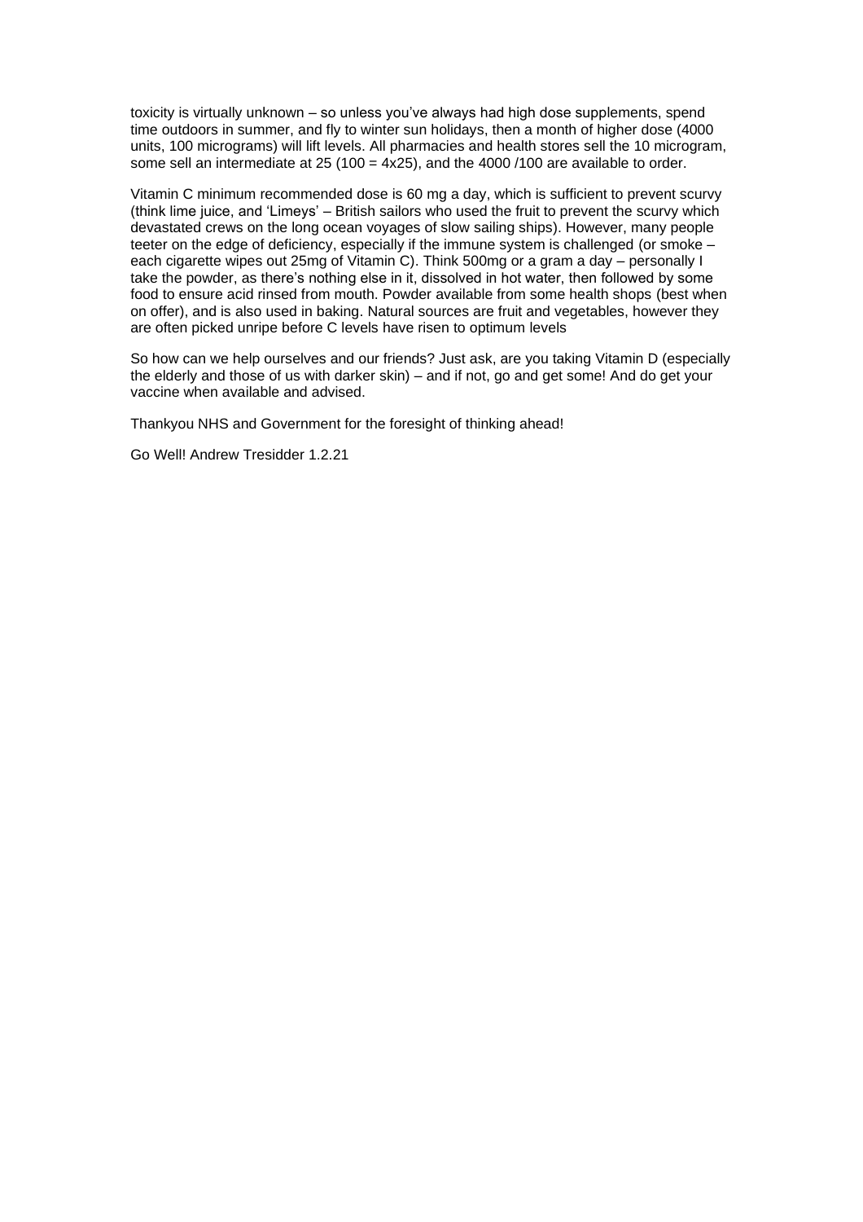toxicity is virtually unknown – so unless you've always had high dose supplements, spend time outdoors in summer, and fly to winter sun holidays, then a month of higher dose (4000 units, 100 micrograms) will lift levels. All pharmacies and health stores sell the 10 microgram, some sell an intermediate at 25 (100 = 4x25), and the 4000 /100 are available to order.

Vitamin C minimum recommended dose is 60 mg a day, which is sufficient to prevent scurvy (think lime juice, and 'Limeys' – British sailors who used the fruit to prevent the scurvy which devastated crews on the long ocean voyages of slow sailing ships). However, many people teeter on the edge of deficiency, especially if the immune system is challenged (or smoke – each cigarette wipes out 25mg of Vitamin C). Think 500mg or a gram a day – personally I take the powder, as there's nothing else in it, dissolved in hot water, then followed by some food to ensure acid rinsed from mouth. Powder available from some health shops (best when on offer), and is also used in baking. Natural sources are fruit and vegetables, however they are often picked unripe before C levels have risen to optimum levels

So how can we help ourselves and our friends? Just ask, are you taking Vitamin D (especially the elderly and those of us with darker skin) – and if not, go and get some! And do get your vaccine when available and advised.

Thankyou NHS and Government for the foresight of thinking ahead!

Go Well! Andrew Tresidder 1.2.21